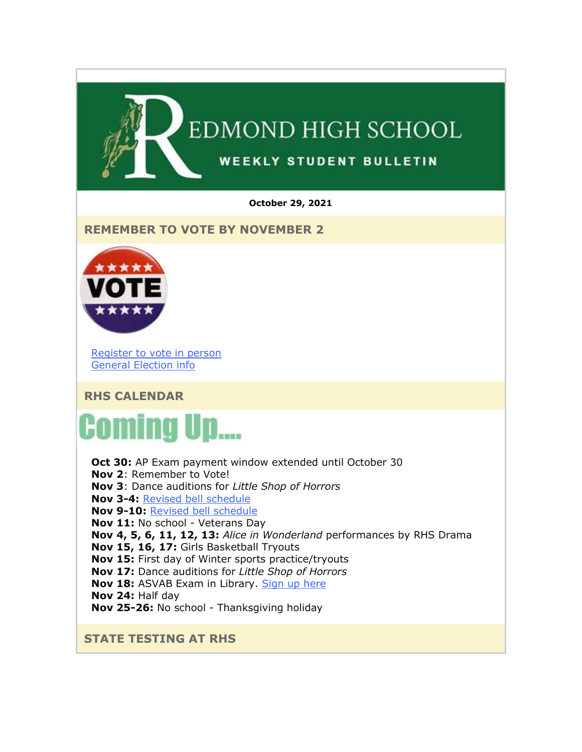# REDMOND HIGH SCHOOL

## WEEKLY STUDENT BULLETIN

**October 29, 2021**

## REMEMBER TO VOTE BY NOVEMBER 2

VOTE

Register to vote in person
General Election info

## RHS CALENDAR

### Coming Up....

**Oct 30:** AP Exam payment window extended until October 30
**Nov 2**: Remember to Vote!
**Nov 3**: Dance auditions for *Little Shop of Horrors*
**Nov 3-4:** Revised bell schedule
**Nov 9-10:** Revised bell schedule
**Nov 11:** No school - Veterans Day
**Nov 4, 5, 6, 11, 12, 13:** *Alice in Wonderland* performances by RHS Drama
**Nov 15, 16, 17:** Girls Basketball Tryouts
**Nov 15:** First day of Winter sports practice/tryouts
**Nov 17:** Dance auditions for *Little Shop of Horrors*
**Nov 18:** ASVAB Exam in Library. Sign up here
**Nov 24:** Half day
**Nov 25-26:** No school - Thanksgiving holiday

## STATE TESTING AT RHS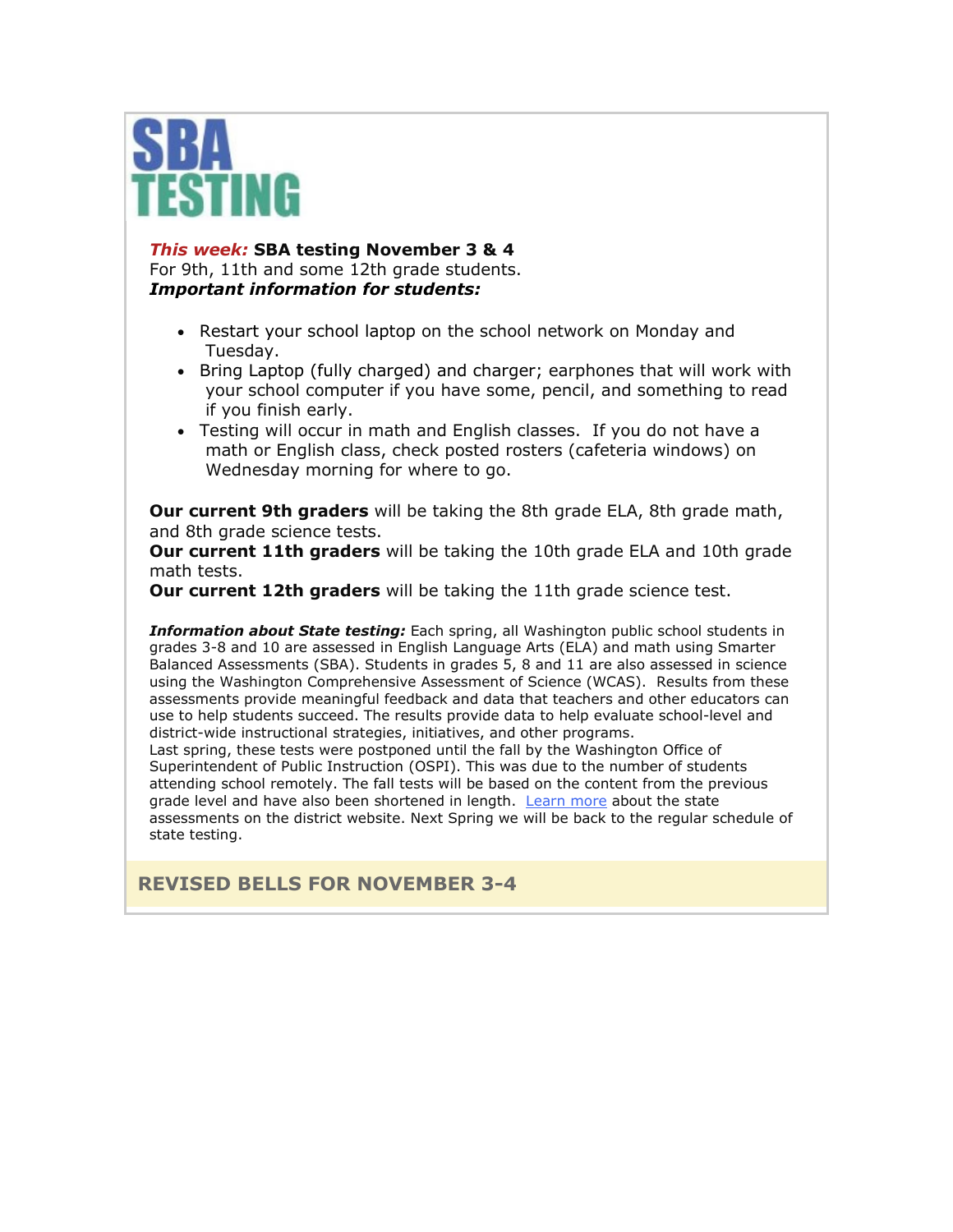# SBA TESTING

***This week:*** **SBA testing November 3 & 4**
For 9th, 11th and some 12th grade students.
***Important information for students:***

- Restart your school laptop on the school network on Monday and Tuesday.
- Bring Laptop (fully charged) and charger; earphones that will work with your school computer if you have some, pencil, and something to read if you finish early.
- Testing will occur in math and English classes. If you do not have a math or English class, check posted rosters (cafeteria windows) on Wednesday morning for where to go.

**Our current 9th graders** will be taking the 8th grade ELA, 8th grade math, and 8th grade science tests.
**Our current 11th graders** will be taking the 10th grade ELA and 10th grade math tests.
**Our current 12th graders** will be taking the 11th grade science test.

***Information about State testing:*** Each spring, all Washington public school students in grades 3-8 and 10 are assessed in English Language Arts (ELA) and math using Smarter Balanced Assessments (SBA). Students in grades 5, 8 and 11 are also assessed in science using the Washington Comprehensive Assessment of Science (WCAS). Results from these assessments provide meaningful feedback and data that teachers and other educators can use to help students succeed. The results provide data to help evaluate school-level and district-wide instructional strategies, initiatives, and other programs.
Last spring, these tests were postponed until the fall by the Washington Office of Superintendent of Public Instruction (OSPI). This was due to the number of students attending school remotely. The fall tests will be based on the content from the previous grade level and have also been shortened in length. Learn more about the state assessments on the district website. Next Spring we will be back to the regular schedule of state testing.

## REVISED BELLS FOR NOVEMBER 3-4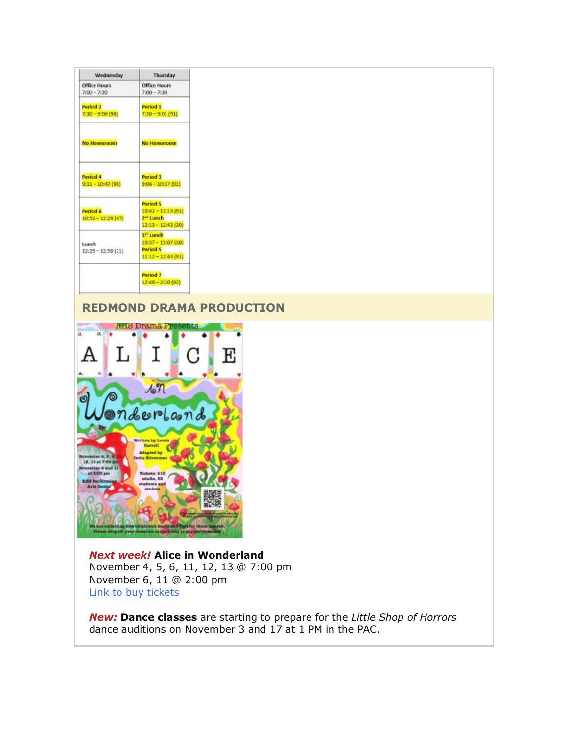| Wednesday | Thursday |
|---|---|
| Office Hours 7:00 – 7:30 | Office Hours 7:00 – 7:30 |
| Period 2 7:30 – 9:06 (96) | Period 1 7:30 – 9:01 (91) |
| No Homeroom | No Homeroom |
| Period 4 9:11 – 10:47 (96) | Period 3 9:06 – 10:37 (91) |
| Period 6 10:52 – 12:29 (97) | Period 5 10:42 – 12:13 (91) 2nd Lunch 12:13 – 12:43 (30) |
| Lunch 12:29 – 12:50 (21) | 1st Lunch 10:37 – 11:07 (30) Period 5 11:12 – 12:43 (91) |
| | Period 7 12:48 – 2:20 (92) |

## REDMOND DRAMA PRODUCTION

***Next week!*** **Alice in Wonderland**
November 4, 5, 6, 11, 12, 13 @ 7:00 pm
November 6, 11 @ 2:00 pm
Link to buy tickets

***New:*** **Dance classes** are starting to prepare for the *Little Shop of Horrors* dance auditions on November 3 and 17 at 1 PM in the PAC.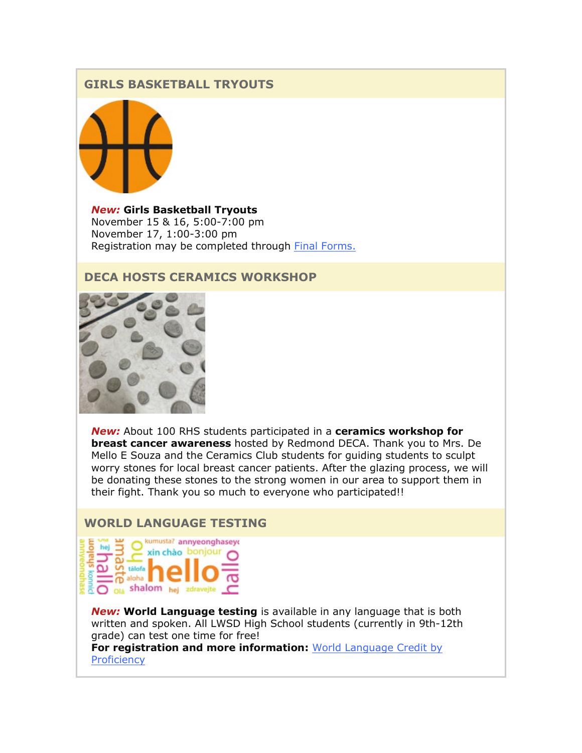## GIRLS BASKETBALL TRYOUTS

***New:*** **Girls Basketball Tryouts**
November 15 & 16, 5:00-7:00 pm
November 17, 1:00-3:00 pm
Registration may be completed through Final Forms.

## DECA HOSTS CERAMICS WORKSHOP

***New:*** About 100 RHS students participated in a **ceramics workshop for breast cancer awareness** hosted by Redmond DECA. Thank you to Mrs. De Mello E Souza and the Ceramics Club students for guiding students to sculpt worry stones for local breast cancer patients. After the glazing process, we will be donating these stones to the strong women in our area to support them in their fight. Thank you so much to everyone who participated!!

## WORLD LANGUAGE TESTING

***New:*** **World Language testing** is available in any language that is both written and spoken. All LWSD High School students (currently in 9th-12th grade) can test one time for free!
**For registration and more information:** World Language Credit by Proficiency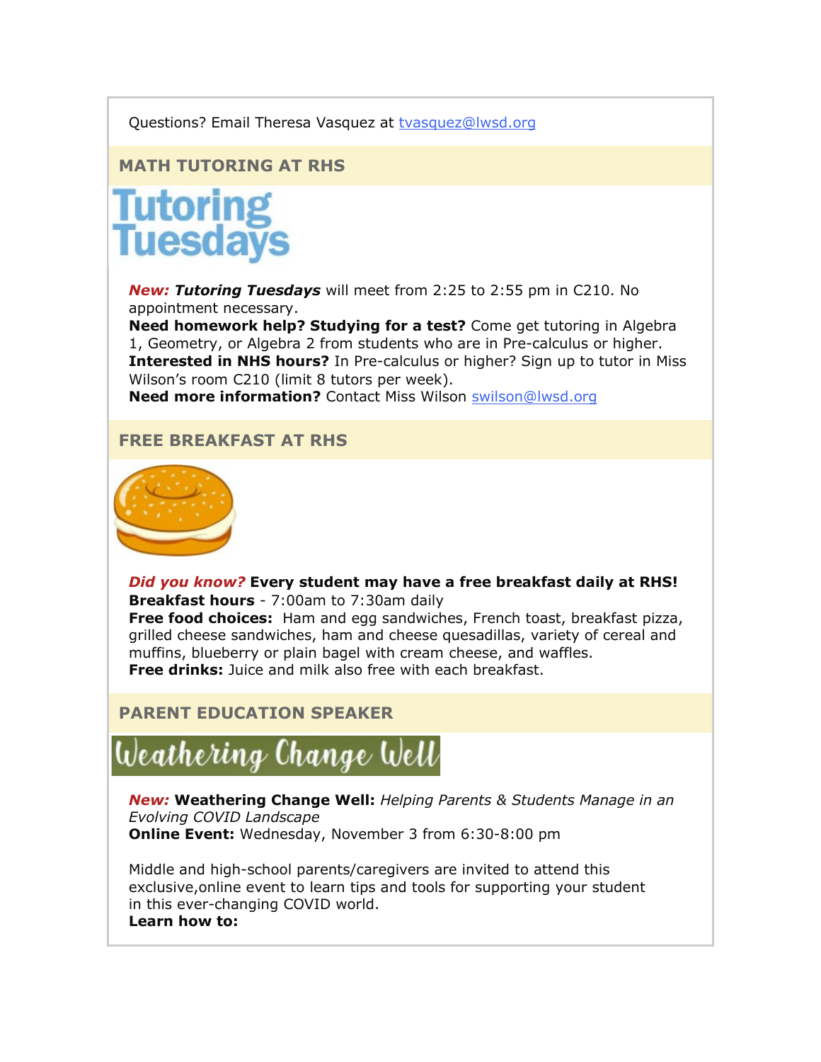Questions? Email Theresa Vasquez at [tvasquez@lwsd.org](mailto:tvasquez@lwsd.org)

## MATH TUTORING AT RHS

Tutoring Tuesdays

***New:*** ***Tutoring Tuesdays*** will meet from 2:25 to 2:55 pm in C210. No appointment necessary.
**Need homework help? Studying for a test?** Come get tutoring in Algebra 1, Geometry, or Algebra 2 from students who are in Pre-calculus or higher.
**Interested in NHS hours?** In Pre-calculus or higher? Sign up to tutor in Miss Wilson's room C210 (limit 8 tutors per week).
**Need more information?** Contact Miss Wilson [swilson@lwsd.org](mailto:swilson@lwsd.org)

## FREE BREAKFAST AT RHS

***Did you know?*** **Every student may have a free breakfast daily at RHS!**
**Breakfast hours** - 7:00am to 7:30am daily
**Free food choices:** Ham and egg sandwiches, French toast, breakfast pizza, grilled cheese sandwiches, ham and cheese quesadillas, variety of cereal and muffins, blueberry or plain bagel with cream cheese, and waffles.
**Free drinks:** Juice and milk also free with each breakfast.

## PARENT EDUCATION SPEAKER

Weathering Change Well

***New:*** **Weathering Change Well:** *Helping Parents & Students Manage in an Evolving COVID Landscape*
**Online Event:** Wednesday, November 3 from 6:30-8:00 pm

Middle and high-school parents/caregivers are invited to attend this exclusive,online event to learn tips and tools for supporting your student in this ever-changing COVID world.
**Learn how to:**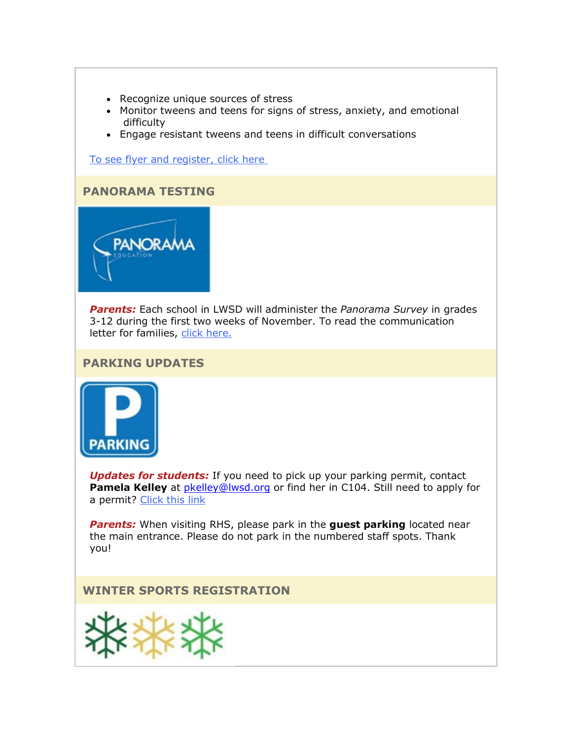- Recognize unique sources of stress
- Monitor tweens and teens for signs of stress, anxiety, and emotional difficulty
- Engage resistant tweens and teens in difficult conversations

To see flyer and register, click here

## PANORAMA TESTING

***Parents:*** Each school in LWSD will administer the *Panorama Survey* in grades 3-12 during the first two weeks of November. To read the communication letter for families, click here.

## PARKING UPDATES

***Updates for students:*** If you need to pick up your parking permit, contact **Pamela Kelley** at pkelley@lwsd.org or find her in C104. Still need to apply for a permit? Click this link

***Parents:*** When visiting RHS, please park in the **guest parking** located near the main entrance. Please do not park in the numbered staff spots. Thank you!

## WINTER SPORTS REGISTRATION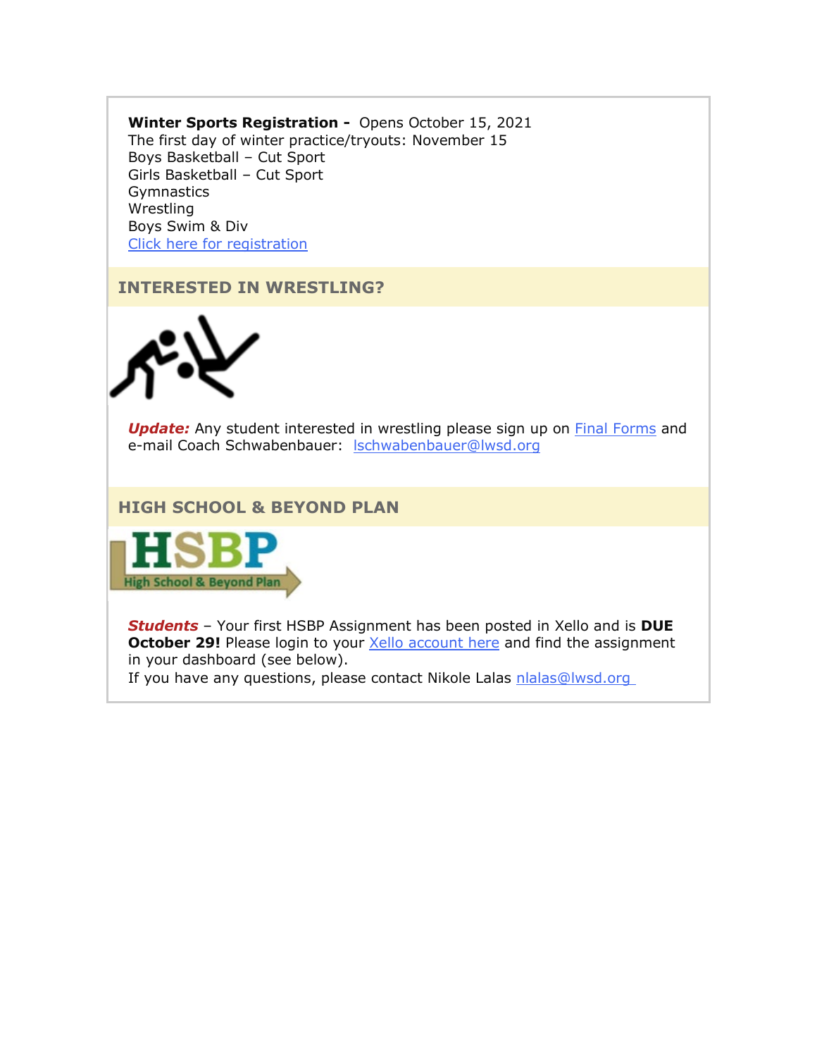**Winter Sports Registration -** Opens October 15, 2021
The first day of winter practice/tryouts: November 15
Boys Basketball – Cut Sport
Girls Basketball – Cut Sport
Gymnastics
Wrestling
Boys Swim & Div
Click here for registration

## INTERESTED IN WRESTLING?

***Update:*** Any student interested in wrestling please sign up on Final Forms and e-mail Coach Schwabenbauer: lschwabenbauer@lwsd.org

## HIGH SCHOOL & BEYOND PLAN

***Students*** – Your first HSBP Assignment has been posted in Xello and is **DUE October 29!** Please login to your Xello account here and find the assignment in your dashboard (see below).
If you have any questions, please contact Nikole Lalas nlalas@lwsd.org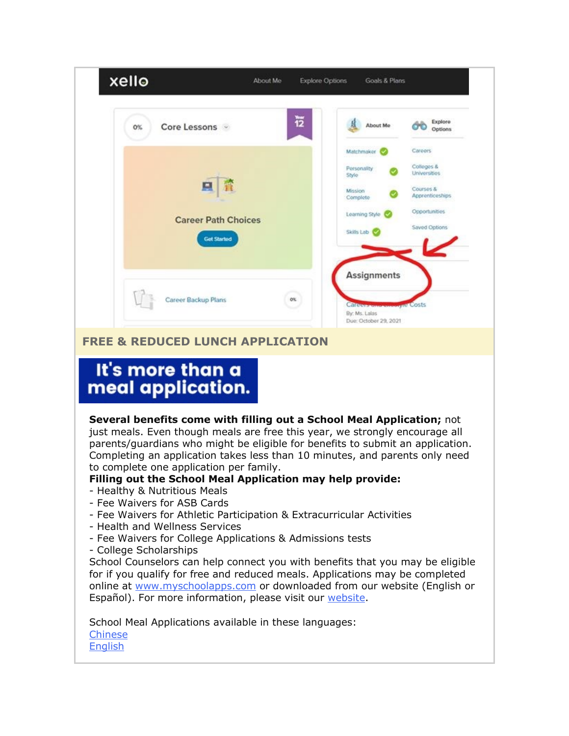## FREE & REDUCED LUNCH APPLICATION

**It's more than a meal application.**

**Several benefits come with filling out a School Meal Application;** not just meals. Even though meals are free this year, we strongly encourage all parents/guardians who might be eligible for benefits to submit an application. Completing an application takes less than 10 minutes, and parents only need to complete one application per family.

**Filling out the School Meal Application may help provide:**

- Healthy & Nutritious Meals
- Fee Waivers for ASB Cards
- Fee Waivers for Athletic Participation & Extracurricular Activities
- Health and Wellness Services
- Fee Waivers for College Applications & Admissions tests
- College Scholarships

School Counselors can help connect you with benefits that you may be eligible for if you qualify for free and reduced meals. Applications may be completed online at www.myschoolapps.com or downloaded from our website (English or Español). For more information, please visit our website.

School Meal Applications available in these languages:
Chinese
English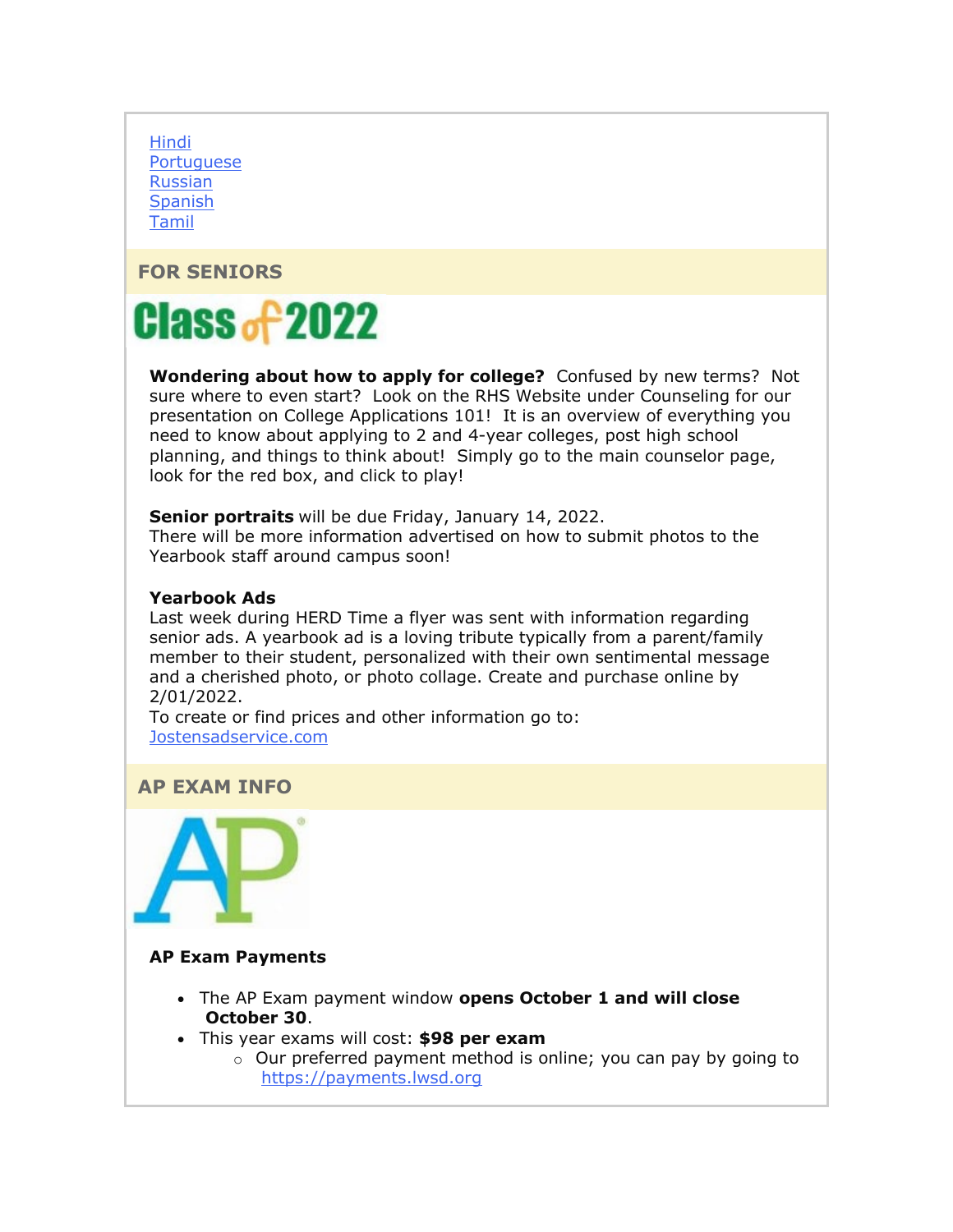[Hindi]
[Portuguese]
[Russian]
[Spanish]
[Tamil]

## FOR SENIORS

Class of 2022

**Wondering about how to apply for college?** Confused by new terms? Not sure where to even start? Look on the RHS Website under Counseling for our presentation on College Applications 101! It is an overview of everything you need to know about applying to 2 and 4-year colleges, post high school planning, and things to think about! Simply go to the main counselor page, look for the red box, and click to play!

**Senior portraits** will be due Friday, January 14, 2022.
There will be more information advertised on how to submit photos to the Yearbook staff around campus soon!

**Yearbook Ads**
Last week during HERD Time a flyer was sent with information regarding senior ads. A yearbook ad is a loving tribute typically from a parent/family member to their student, personalized with their own sentimental message and a cherished photo, or photo collage. Create and purchase online by 2/01/2022.
To create or find prices and other information go to:
Jostensadservice.com

## AP EXAM INFO

AP

**AP Exam Payments**

- The AP Exam payment window **opens October 1 and will close October 30**.
- This year exams will cost: **$98 per exam**
  - Our preferred payment method is online; you can pay by going to https://payments.lwsd.org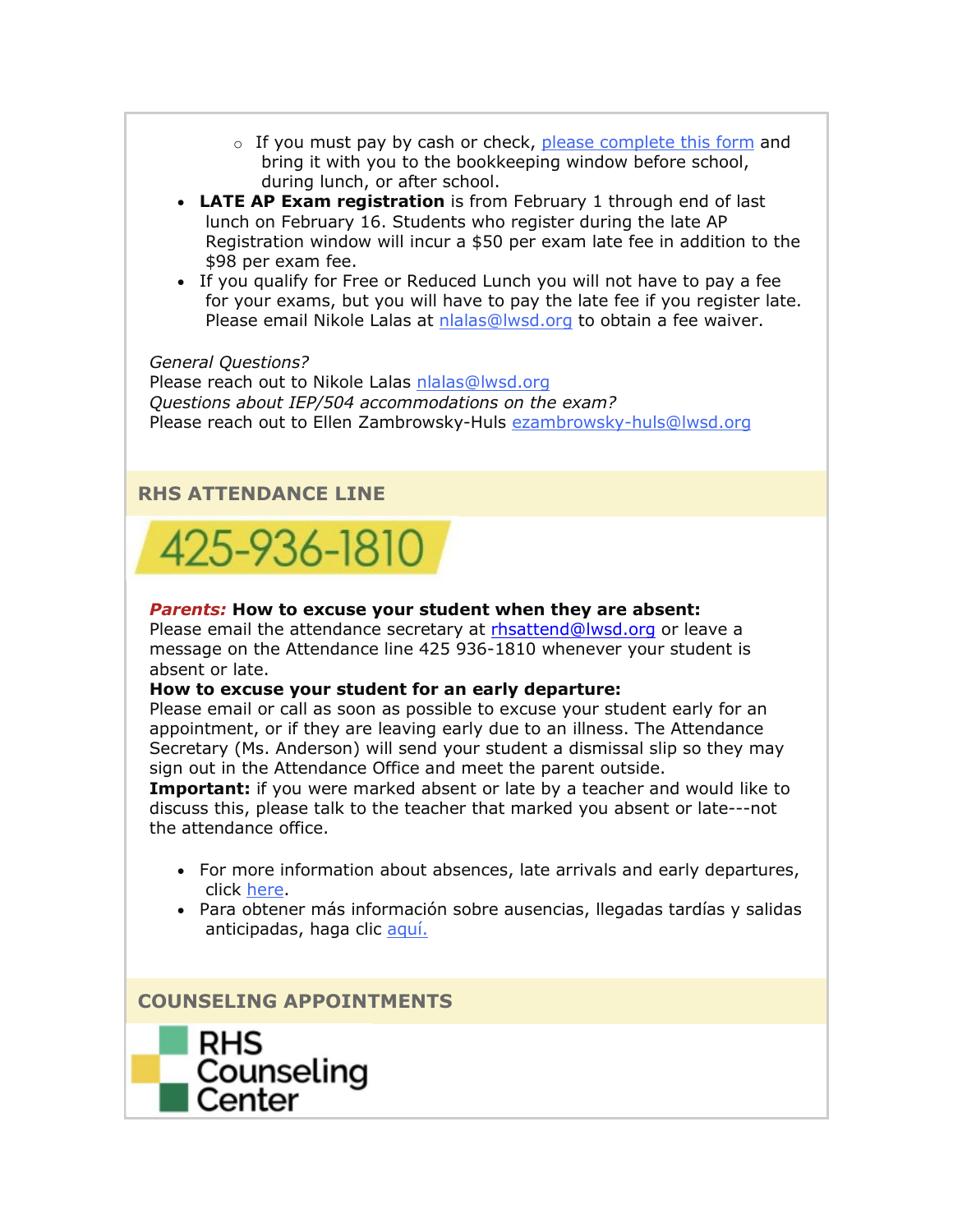- If you must pay by cash or check, please complete this form and bring it with you to the bookkeeping window before school, during lunch, or after school.
- **LATE AP Exam registration** is from February 1 through end of last lunch on February 16. Students who register during the late AP Registration window will incur a $50 per exam late fee in addition to the $98 per exam fee.
- If you qualify for Free or Reduced Lunch you will not have to pay a fee for your exams, but you will have to pay the late fee if you register late. Please email Nikole Lalas at nlalas@lwsd.org to obtain a fee waiver.

*General Questions?*
Please reach out to Nikole Lalas nlalas@lwsd.org
*Questions about IEP/504 accommodations on the exam?*
Please reach out to Ellen Zambrowsky-Huls ezambrowsky-huls@lwsd.org

## RHS ATTENDANCE LINE

425-936-1810

***Parents:*** **How to excuse your student when they are absent:**
Please email the attendance secretary at rhsattend@lwsd.org or leave a message on the Attendance line 425 936-1810 whenever your student is absent or late.
**How to excuse your student for an early departure:**
Please email or call as soon as possible to excuse your student early for an appointment, or if they are leaving early due to an illness. The Attendance Secretary (Ms. Anderson) will send your student a dismissal slip so they may sign out in the Attendance Office and meet the parent outside.
**Important:** if you were marked absent or late by a teacher and would like to discuss this, please talk to the teacher that marked you absent or late---not the attendance office.

- For more information about absences, late arrivals and early departures, click here.
- Para obtener más información sobre ausencias, llegadas tardías y salidas anticipadas, haga clic aquí.

## COUNSELING APPOINTMENTS

RHS Counseling Center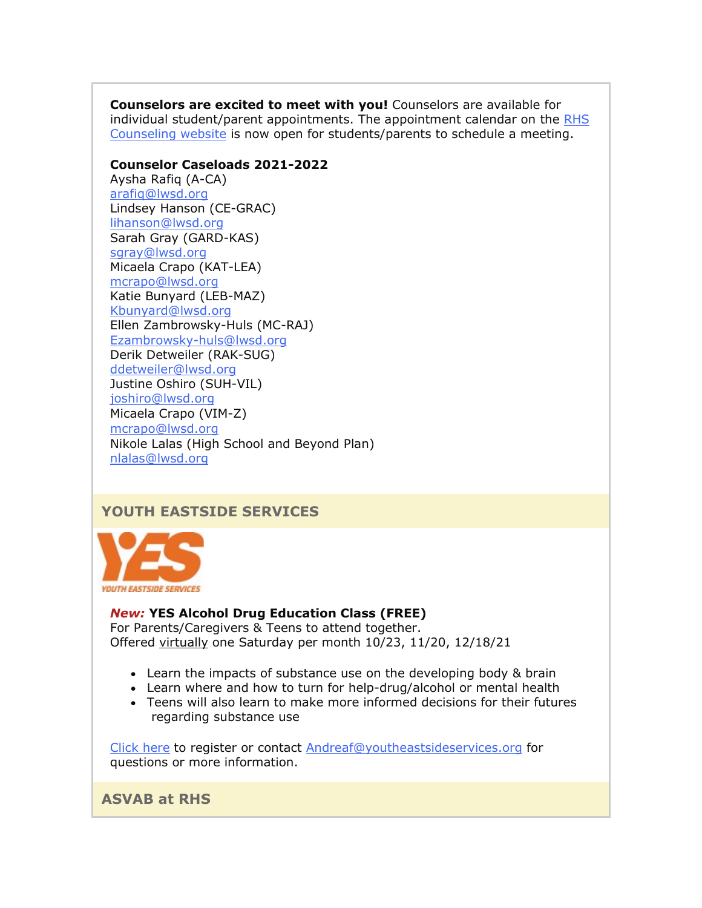**Counselors are excited to meet with you!** Counselors are available for individual student/parent appointments. The appointment calendar on the RHS Counseling website is now open for students/parents to schedule a meeting.

**Counselor Caseloads 2021-2022**

Aysha Rafiq (A-CA)
arafiq@lwsd.org
Lindsey Hanson (CE-GRAC)
lihanson@lwsd.org
Sarah Gray (GARD-KAS)
sgray@lwsd.org
Micaela Crapo (KAT-LEA)
mcrapo@lwsd.org
Katie Bunyard (LEB-MAZ)
Kbunyard@lwsd.org
Ellen Zambrowsky-Huls (MC-RAJ)
Ezambrowsky-huls@lwsd.org
Derik Detweiler (RAK-SUG)
ddetweiler@lwsd.org
Justine Oshiro (SUH-VIL)
joshiro@lwsd.org
Micaela Crapo (VIM-Z)
mcrapo@lwsd.org
Nikole Lalas (High School and Beyond Plan)
nlalas@lwsd.org

## YOUTH EASTSIDE SERVICES

YES
YOUTH EASTSIDE SERVICES

***New:*** **YES Alcohol Drug Education Class (FREE)**
For Parents/Caregivers & Teens to attend together.
Offered virtually one Saturday per month 10/23, 11/20, 12/18/21

- Learn the impacts of substance use on the developing body & brain
- Learn where and how to turn for help-drug/alcohol or mental health
- Teens will also learn to make more informed decisions for their futures regarding substance use

Click here to register or contact Andreaf@youtheastsideservices.org for questions or more information.

## ASVAB at RHS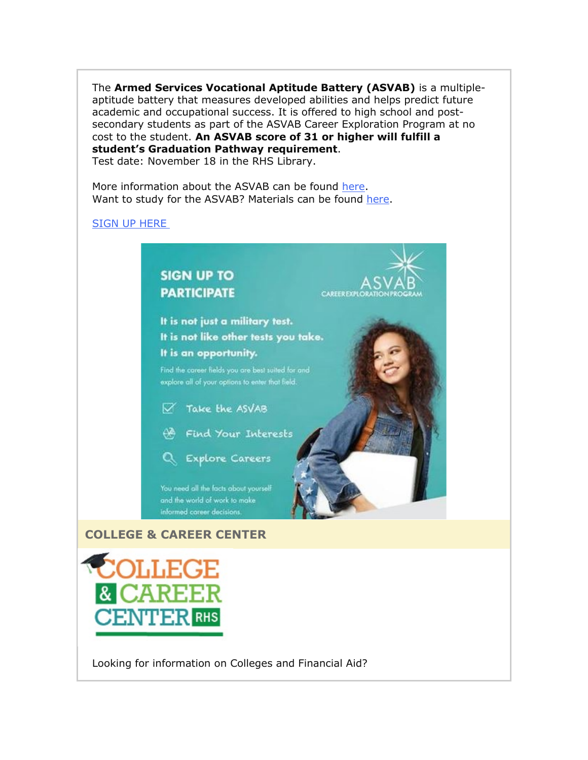The **Armed Services Vocational Aptitude Battery (ASVAB)** is a multiple-aptitude battery that measures developed abilities and helps predict future academic and occupational success. It is offered to high school and post-secondary students as part of the ASVAB Career Exploration Program at no cost to the student. **An ASVAB score of 31 or higher will fulfill a student's Graduation Pathway requirement**.
Test date: November 18 in the RHS Library.

More information about the ASVAB can be found here.
Want to study for the ASVAB? Materials can be found here.

SIGN UP HERE

SIGN UP TO PARTICIPATE

ASVAB CAREER EXPLORATION PROGRAM

It is not just a military test.
It is not like other tests you take.
It is an opportunity.

Find the career fields you are best suited for and explore all of your options to enter that field.

- Take the ASVAB
- Find Your Interests
- Explore Careers

You need all the facts about yourself and the world of work to make informed career decisions.

## COLLEGE & CAREER CENTER

COLLEGE & CAREER CENTER RHS

Looking for information on Colleges and Financial Aid?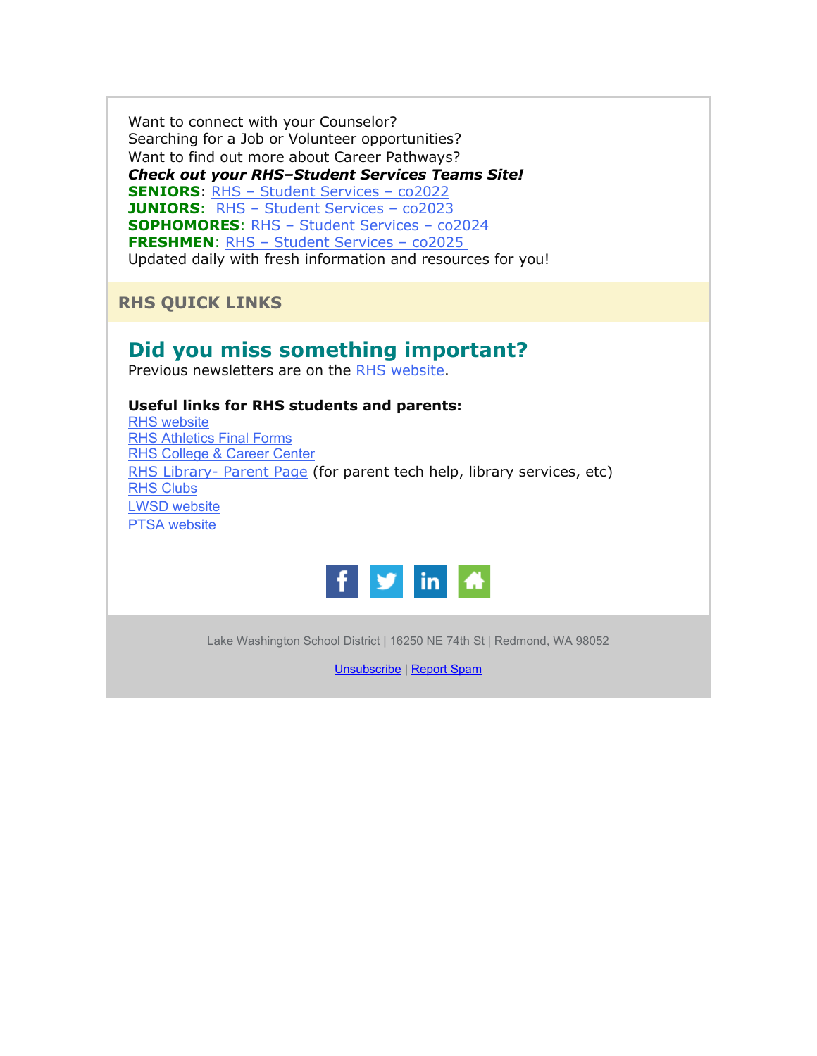Want to connect with your Counselor?
Searching for a Job or Volunteer opportunities?
Want to find out more about Career Pathways?
***Check out your RHS–Student Services Teams Site!***
**SENIORS**: RHS – Student Services – co2022
**JUNIORS**: RHS – Student Services – co2023
**SOPHOMORES**: RHS – Student Services – co2024
**FRESHMEN**: RHS – Student Services – co2025
Updated daily with fresh information and resources for you!

## RHS QUICK LINKS

## Did you miss something important?

Previous newsletters are on the RHS website.

**Useful links for RHS students and parents:**
RHS website
RHS Athletics Final Forms
RHS College & Career Center
RHS Library- Parent Page (for parent tech help, library services, etc)
RHS Clubs
LWSD website
PTSA website

Lake Washington School District | 16250 NE 74th St | Redmond, WA 98052

Unsubscribe | Report Spam